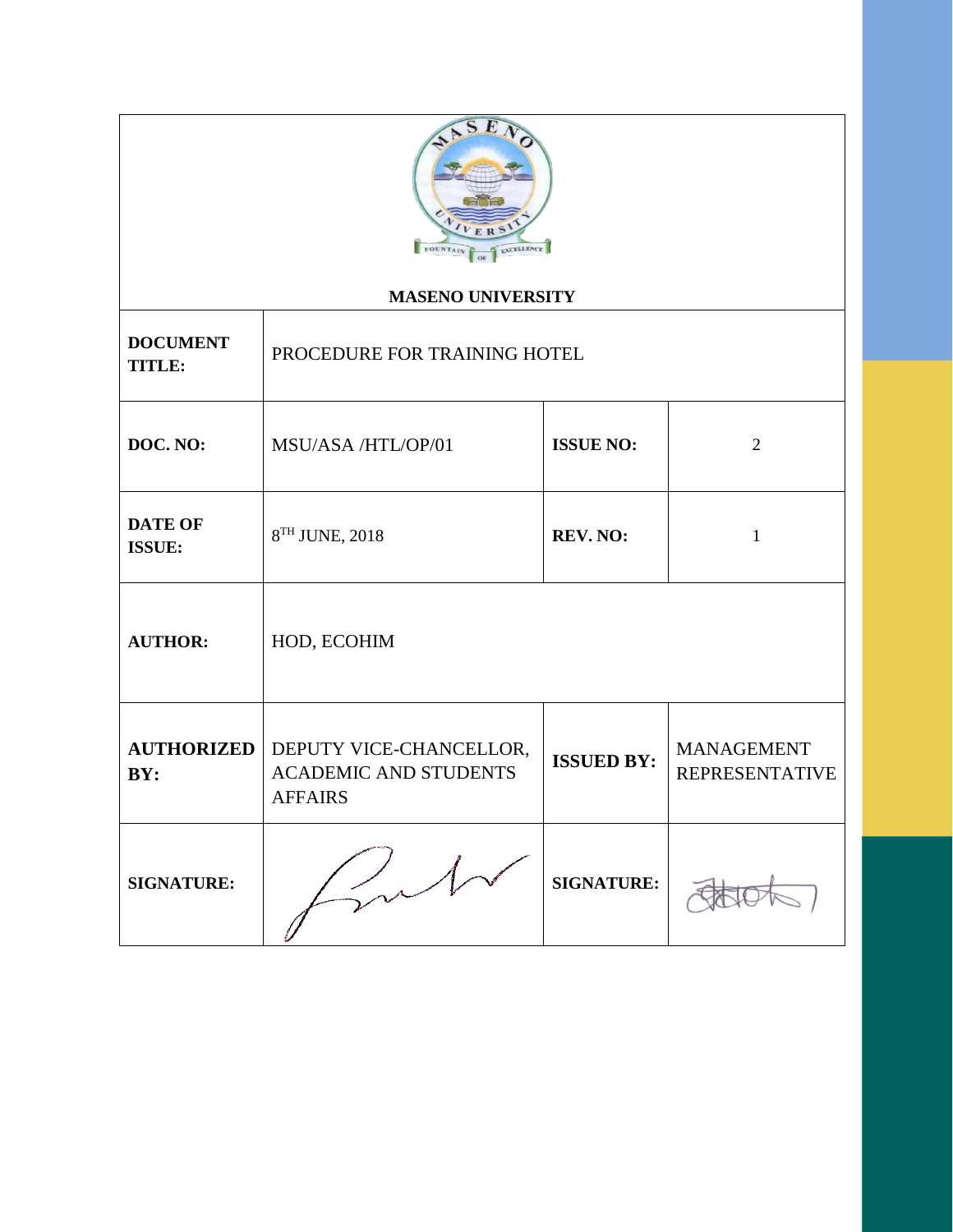**MASENO UNIVERSITY**

| DOCUMENT TITLE: | PROCEDURE FOR TRAINING HOTEL | | |
|---|---|---|---|
| **DOC. NO:** | MSU/ASA /HTL/OP/01 | **ISSUE NO:** | 2 |
| **DATE OF ISSUE:** | 8TH JUNE, 2018 | **REV. NO:** | 1 |
| **AUTHOR:** | HOD, ECOHIM | | |
| **AUTHORIZED BY:** | DEPUTY VICE-CHANCELLOR, ACADEMIC AND STUDENTS AFFAIRS | **ISSUED BY:** | MANAGEMENT REPRESENTATIVE |
| **SIGNATURE:** | | **SIGNATURE:** | |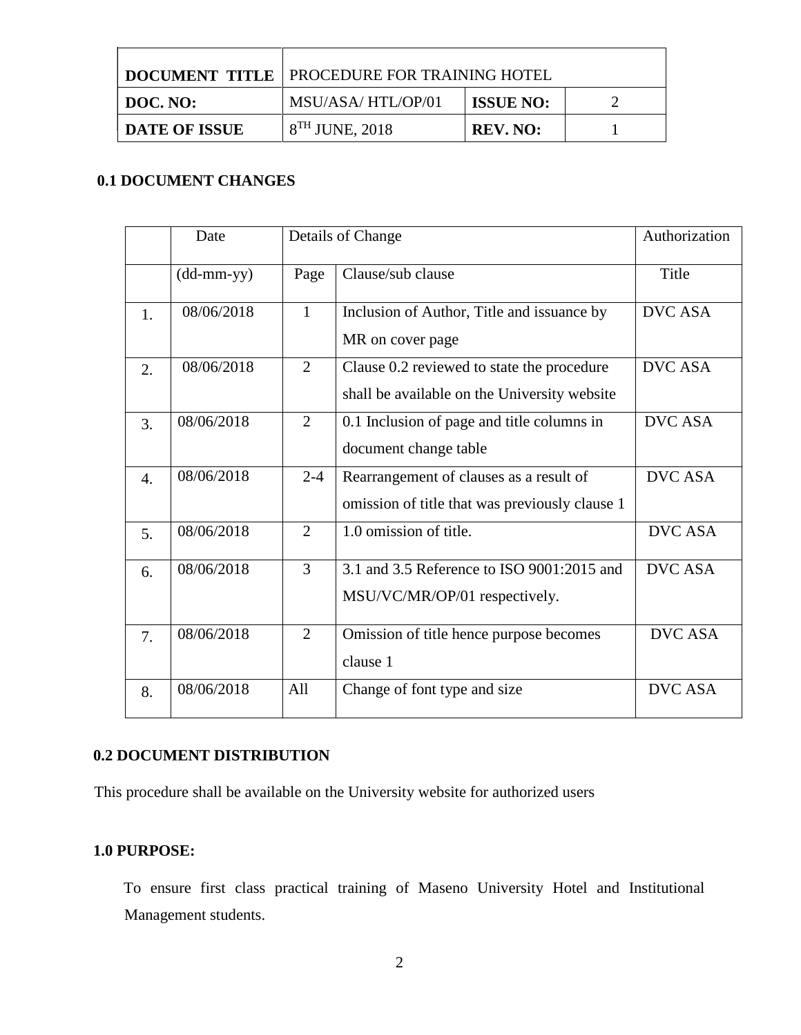| DOCUMENT TITLE | PROCEDURE FOR TRAINING HOTEL | | |
|---|---|---|---|
| DOC. NO: | MSU/ASA/ HTL/OP/01 | ISSUE NO: | 2 |
| DATE OF ISSUE | 8$^{TH}$ JUNE, 2018 | REV. NO: | 1 |

## 0.1 DOCUMENT CHANGES

| | Date | Details of Change | | Authorization |
|---|---|---|---|---|
| | (dd-mm-yy) | Page | Clause/sub clause | Title |
| 1. | 08/06/2018 | 1 | Inclusion of Author, Title and issuance by MR on cover page | DVC ASA |
| 2. | 08/06/2018 | 2 | Clause 0.2 reviewed to state the procedure shall be available on the University website | DVC ASA |
| 3. | 08/06/2018 | 2 | 0.1 Inclusion of page and title columns in document change table | DVC ASA |
| 4. | 08/06/2018 | 2-4 | Rearrangement of clauses as a result of omission of title that was previously clause 1 | DVC ASA |
| 5. | 08/06/2018 | 2 | 1.0 omission of title. | DVC ASA |
| 6. | 08/06/2018 | 3 | 3.1 and 3.5 Reference to ISO 9001:2015 and MSU/VC/MR/OP/01 respectively. | DVC ASA |
| 7. | 08/06/2018 | 2 | Omission of title hence purpose becomes clause 1 | DVC ASA |
| 8. | 08/06/2018 | All | Change of font type and size | DVC ASA |

## 0.2 DOCUMENT DISTRIBUTION

This procedure shall be available on the University website for authorized users

## 1.0 PURPOSE:

To ensure first class practical training of Maseno University Hotel and Institutional Management students.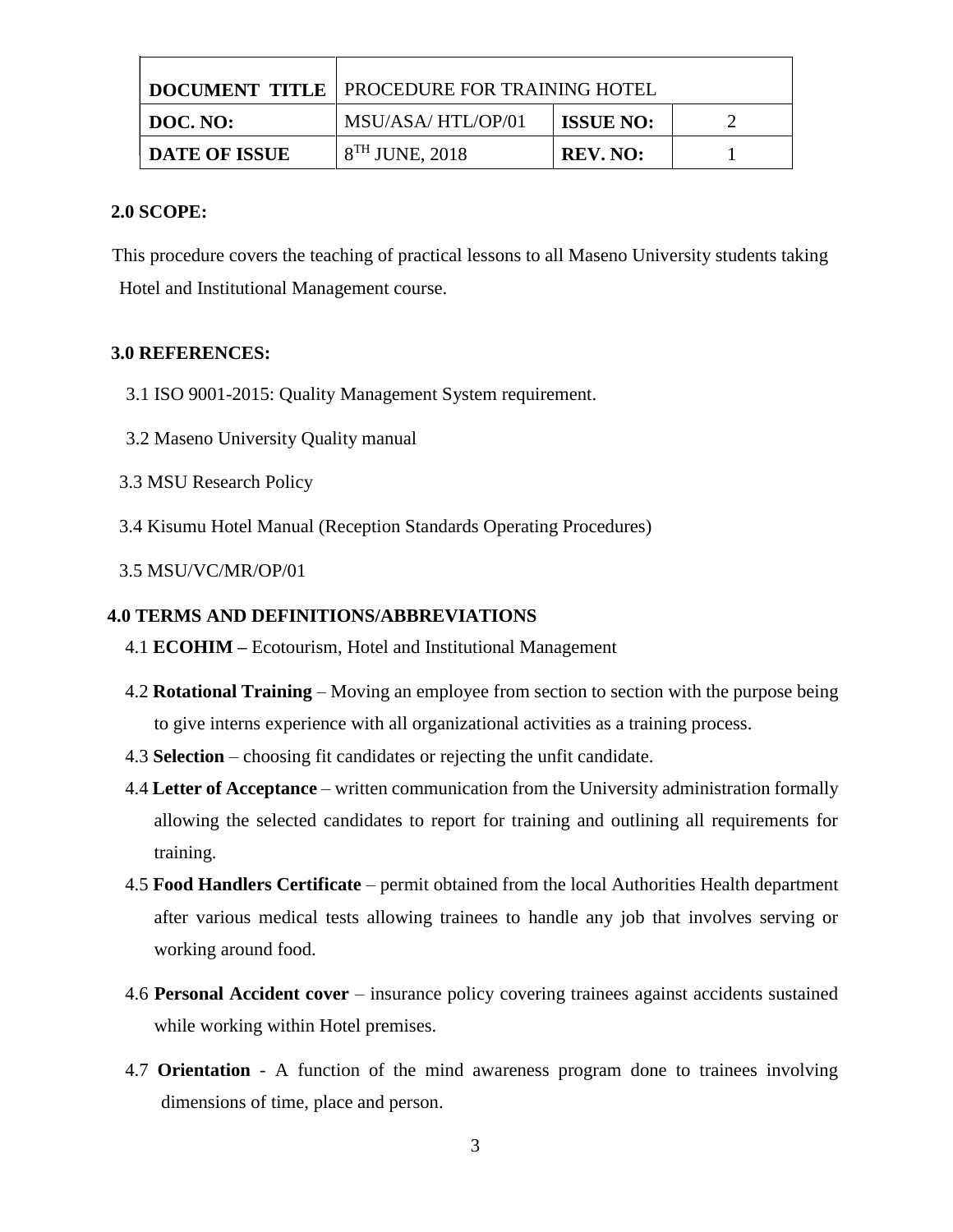| DOCUMENT TITLE | PROCEDURE FOR TRAINING HOTEL | | |
|---|---|---|---|
| DOC. NO: | MSU/ASA/ HTL/OP/01 | ISSUE NO: | 2 |
| DATE OF ISSUE | 8TH JUNE, 2018 | REV. NO: | 1 |

## 2.0 SCOPE:

This procedure covers the teaching of practical lessons to all Maseno University students taking Hotel and Institutional Management course.

## 3.0 REFERENCES:

3.1 ISO 9001-2015: Quality Management System requirement.

3.2 Maseno University Quality manual

3.3 MSU Research Policy

3.4 Kisumu Hotel Manual (Reception Standards Operating Procedures)

3.5 MSU/VC/MR/OP/01

## 4.0 TERMS AND DEFINITIONS/ABBREVIATIONS

4.1 **ECOHIM –** Ecotourism, Hotel and Institutional Management

4.2 **Rotational Training** – Moving an employee from section to section with the purpose being to give interns experience with all organizational activities as a training process.

4.3 **Selection** – choosing fit candidates or rejecting the unfit candidate.

4.4 **Letter of Acceptance** – written communication from the University administration formally allowing the selected candidates to report for training and outlining all requirements for training.

4.5 **Food Handlers Certificate** – permit obtained from the local Authorities Health department after various medical tests allowing trainees to handle any job that involves serving or working around food.

4.6 **Personal Accident cover** – insurance policy covering trainees against accidents sustained while working within Hotel premises.

4.7 **Orientation** - A function of the mind awareness program done to trainees involving dimensions of time, place and person.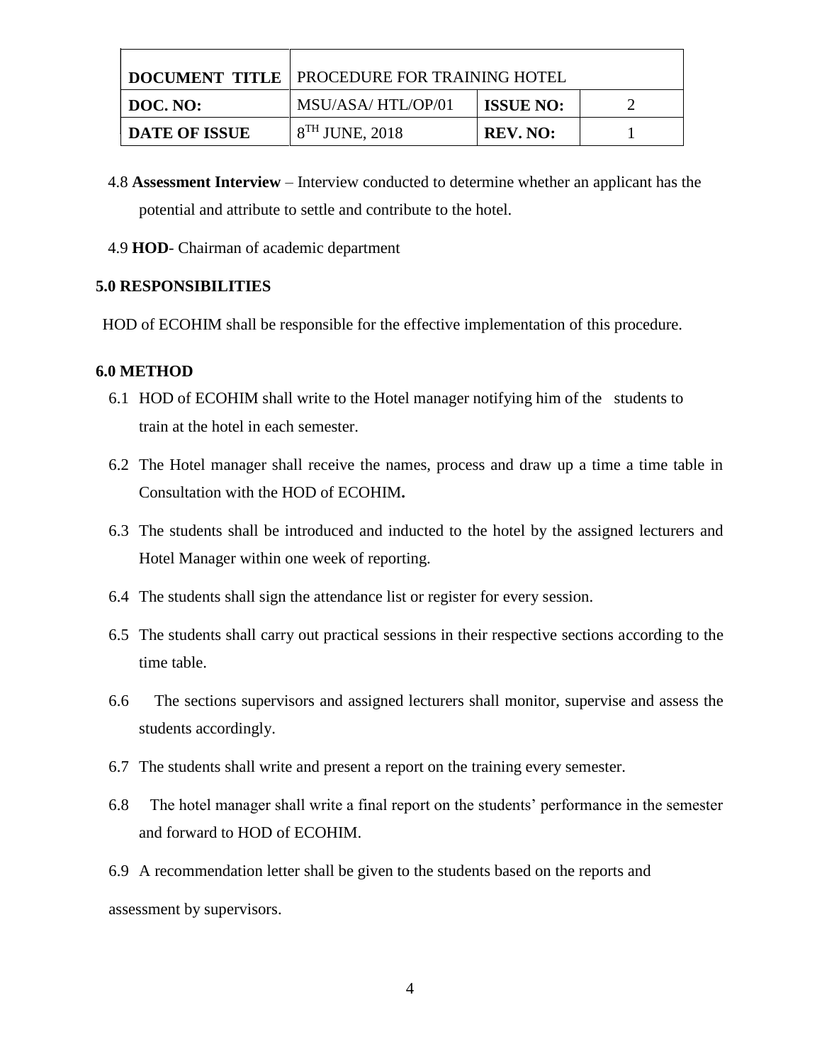| DOCUMENT TITLE | PROCEDURE FOR TRAINING HOTEL | | |
|---|---|---|---|
| DOC. NO: | MSU/ASA/ HTL/OP/01 | ISSUE NO: | 2 |
| DATE OF ISSUE | 8TH JUNE, 2018 | REV. NO: | 1 |

4.8 **Assessment Interview** – Interview conducted to determine whether an applicant has the potential and attribute to settle and contribute to the hotel.

4.9 **HOD**- Chairman of academic department

## 5.0 RESPONSIBILITIES

HOD of ECOHIM shall be responsible for the effective implementation of this procedure.

## 6.0 METHOD

6.1 HOD of ECOHIM shall write to the Hotel manager notifying him of the students to train at the hotel in each semester.

6.2 The Hotel manager shall receive the names, process and draw up a time a time table in Consultation with the HOD of ECOHIM**.**

6.3 The students shall be introduced and inducted to the hotel by the assigned lecturers and Hotel Manager within one week of reporting.

6.4 The students shall sign the attendance list or register for every session.

6.5 The students shall carry out practical sessions in their respective sections according to the time table.

6.6 The sections supervisors and assigned lecturers shall monitor, supervise and assess the students accordingly.

6.7 The students shall write and present a report on the training every semester.

6.8 The hotel manager shall write a final report on the students' performance in the semester and forward to HOD of ECOHIM.

6.9 A recommendation letter shall be given to the students based on the reports and assessment by supervisors.